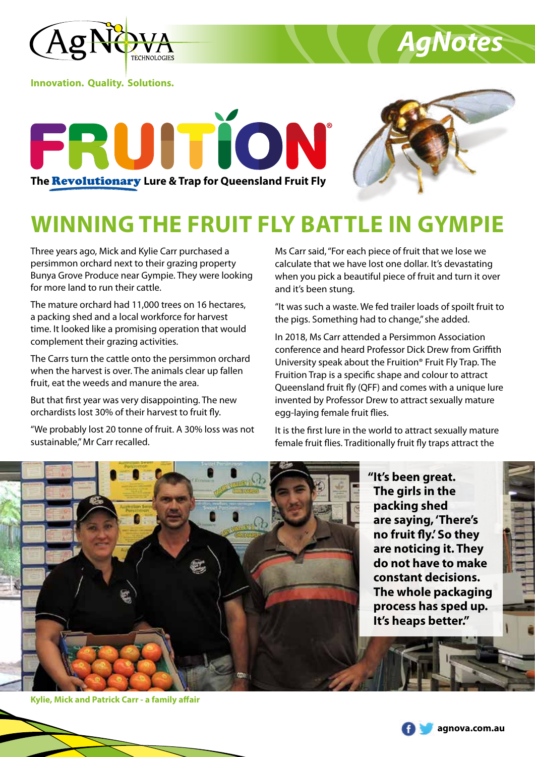AgNova Technologies

**Innovation. Quality. Solutions.**

# AgNotes

## FRUITION®

**The Revolutionary Lure & Trap for Queensland Fruit Fly**

# WINNING THE FRUIT FLY BATTLE IN GYMPIE

Three years ago, Mick and Kylie Carr purchased a persimmon orchard next to their grazing property Bunya Grove Produce near Gympie. They were looking for more land to run their cattle.

The mature orchard had 11,000 trees on 16 hectares, a packing shed and a local workforce for harvest time. It looked like a promising operation that would complement their grazing activities.

The Carrs turn the cattle onto the persimmon orchard when the harvest is over. The animals clear up fallen fruit, eat the weeds and manure the area.

But that first year was very disappointing. The new orchardists lost 30% of their harvest to fruit fly.

"We probably lost 20 tonne of fruit. A 30% loss was not sustainable," Mr Carr recalled.

Ms Carr said, "For each piece of fruit that we lose we calculate that we have lost one dollar. It's devastating when you pick a beautiful piece of fruit and turn it over and it's been stung.

"It was such a waste. We fed trailer loads of spoilt fruit to the pigs. Something had to change," she added.

In 2018, Ms Carr attended a Persimmon Association conference and heard Professor Dick Drew from Griffith University speak about the Fruition® Fruit Fly Trap. The Fruition Trap is a specific shape and colour to attract Queensland fruit fly (QFF) and comes with a unique lure invented by Professor Drew to attract sexually mature egg-laying female fruit flies.

It is the first lure in the world to attract sexually mature female fruit flies. Traditionally fruit fly traps attract the

**"It's been great. The girls in the packing shed are saying, 'There's no fruit fly.' So they are noticing it. They do not have to make constant decisions. The whole packaging process has sped up. It's heaps better."**

**Kylie, Mick and Patrick Carr - a family affair**

agnova.com.au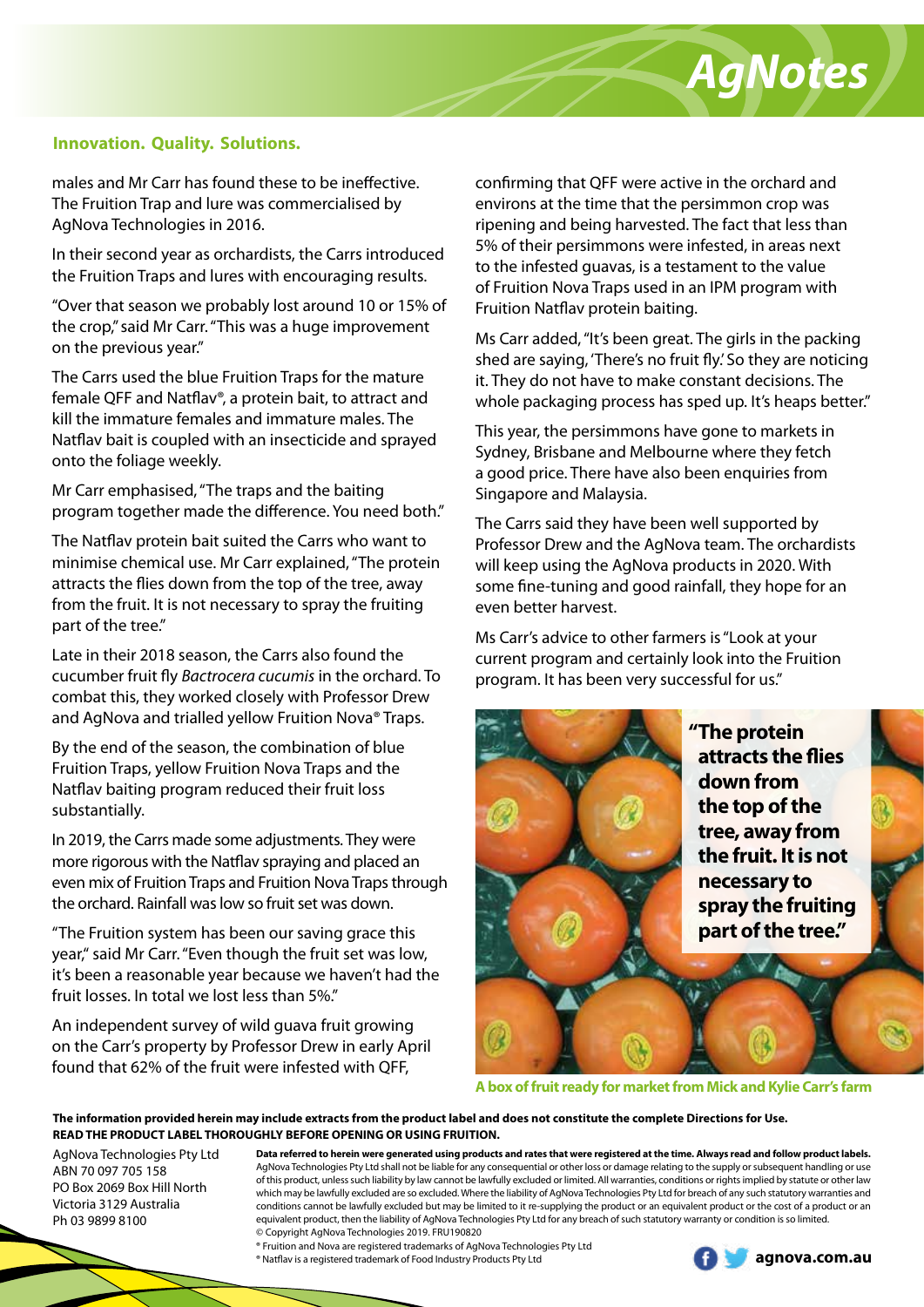**Innovation. Quality. Solutions.**

males and Mr Carr has found these to be ineffective. The Fruition Trap and lure was commercialised by AgNova Technologies in 2016.

In their second year as orchardists, the Carrs introduced the Fruition Traps and lures with encouraging results.

"Over that season we probably lost around 10 or 15% of the crop," said Mr Carr. "This was a huge improvement on the previous year."

The Carrs used the blue Fruition Traps for the mature female QFF and Natflav®, a protein bait, to attract and kill the immature females and immature males. The Natflav bait is coupled with an insecticide and sprayed onto the foliage weekly.

Mr Carr emphasised, "The traps and the baiting program together made the difference. You need both."

The Natflav protein bait suited the Carrs who want to minimise chemical use. Mr Carr explained, "The protein attracts the flies down from the top of the tree, away from the fruit. It is not necessary to spray the fruiting part of the tree."

Late in their 2018 season, the Carrs also found the cucumber fruit fly *Bactrocera cucumis* in the orchard. To combat this, they worked closely with Professor Drew and AgNova and trialled yellow Fruition Nova® Traps.

By the end of the season, the combination of blue Fruition Traps, yellow Fruition Nova Traps and the Natflav baiting program reduced their fruit loss substantially.

In 2019, the Carrs made some adjustments. They were more rigorous with the Natflav spraying and placed an even mix of Fruition Traps and Fruition Nova Traps through the orchard. Rainfall was low so fruit set was down.

"The Fruition system has been our saving grace this year," said Mr Carr. "Even though the fruit set was low, it's been a reasonable year because we haven't had the fruit losses. In total we lost less than 5%."

An independent survey of wild guava fruit growing on the Carr's property by Professor Drew in early April found that 62% of the fruit were infested with QFF, confirming that QFF were active in the orchard and environs at the time that the persimmon crop was ripening and being harvested. The fact that less than 5% of their persimmons were infested, in areas next to the infested guavas, is a testament to the value of Fruition Nova Traps used in an IPM program with Fruition Natflav protein baiting.

Ms Carr added, "It's been great. The girls in the packing shed are saying, 'There's no fruit fly.' So they are noticing it. They do not have to make constant decisions. The whole packaging process has sped up. It's heaps better."

This year, the persimmons have gone to markets in Sydney, Brisbane and Melbourne where they fetch a good price. There have also been enquiries from Singapore and Malaysia.

The Carrs said they have been well supported by Professor Drew and the AgNova team. The orchardists will keep using the AgNova products in 2020. With some fine-tuning and good rainfall, they hope for an even better harvest.

Ms Carr's advice to other farmers is "Look at your current program and certainly look into the Fruition program. It has been very successful for us."

**"The protein attracts the flies down from the top of the tree, away from the fruit. It is not necessary to spray the fruiting part of the tree."**

A box of fruit ready for market from Mick and Kylie Carr's farm

**The information provided herein may include extracts from the product label and does not constitute the complete Directions for Use.**
**READ THE PRODUCT LABEL THOROUGHLY BEFORE OPENING OR USING FRUITION.**

AgNova Technologies Pty Ltd
ABN 70 097 705 158
PO Box 2069 Box Hill North
Victoria 3129 Australia
Ph 03 9899 8100

**Data referred to herein were generated using products and rates that were registered at the time. Always read and follow product labels.** AgNova Technologies Pty Ltd shall not be liable for any consequential or other loss or damage relating to the supply or subsequent handling or use of this product, unless such liability by law cannot be lawfully excluded or limited. All warranties, conditions or rights implied by statute or other law which may be lawfully excluded are so excluded. Where the liability of AgNova Technologies Pty Ltd for breach of any such statutory warranties and conditions cannot be lawfully excluded but may be limited to it re-supplying the product or an equivalent product or the cost of a product or an equivalent product, then the liability of AgNova Technologies Pty Ltd for any breach of such statutory warranty or condition is so limited.
© Copyright AgNova Technologies 2019. FRU190820

® Fruition and Nova are registered trademarks of AgNova Technologies Pty Ltd
® Natflav is a registered trademark of Food Industry Products Pty Ltd

agnova.com.au